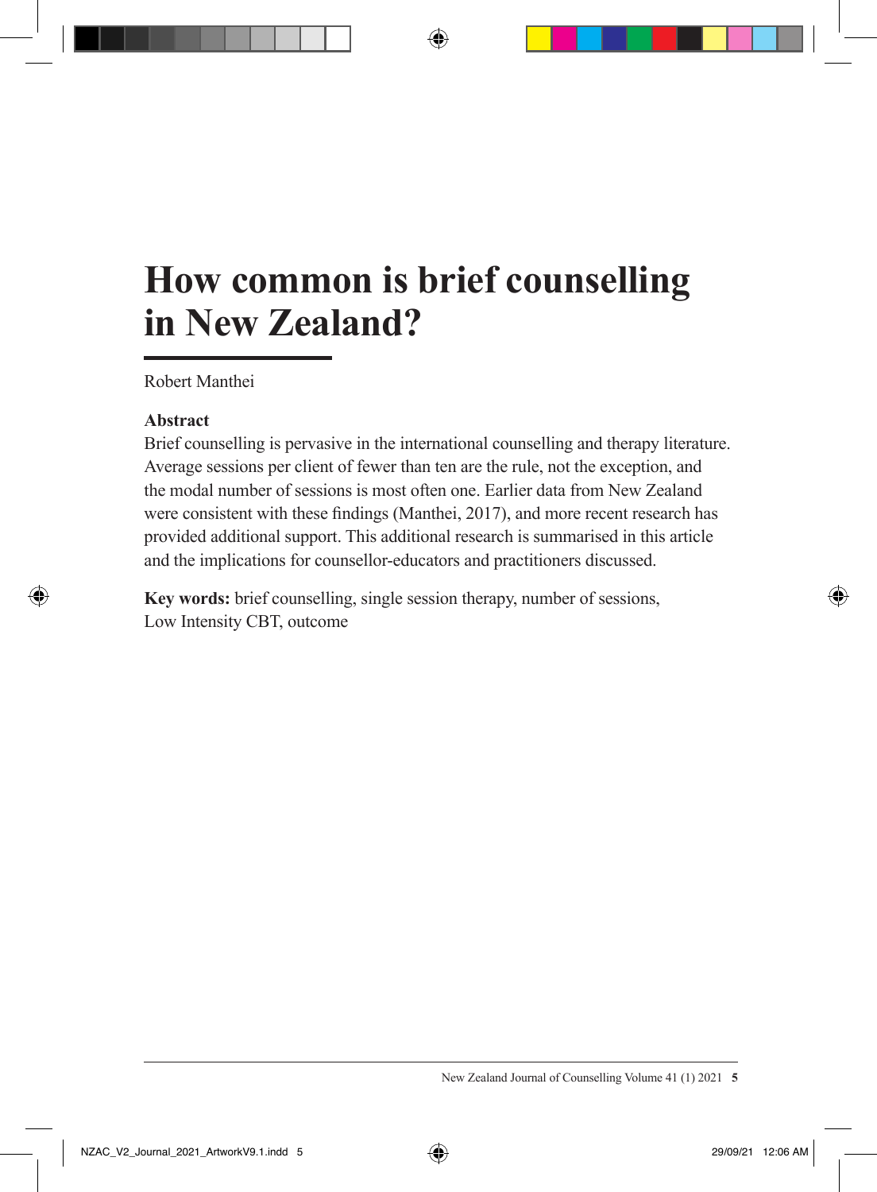# How common is brief counselling in New Zealand?

Robert Manthei

**Abstract**

Brief counselling is pervasive in the international counselling and therapy literature. Average sessions per client of fewer than ten are the rule, not the exception, and the modal number of sessions is most often one. Earlier data from New Zealand were consistent with these findings (Manthei, 2017), and more recent research has provided additional support. This additional research is summarised in this article and the implications for counsellor-educators and practitioners discussed.

**Key words:** brief counselling, single session therapy, number of sessions, Low Intensity CBT, outcome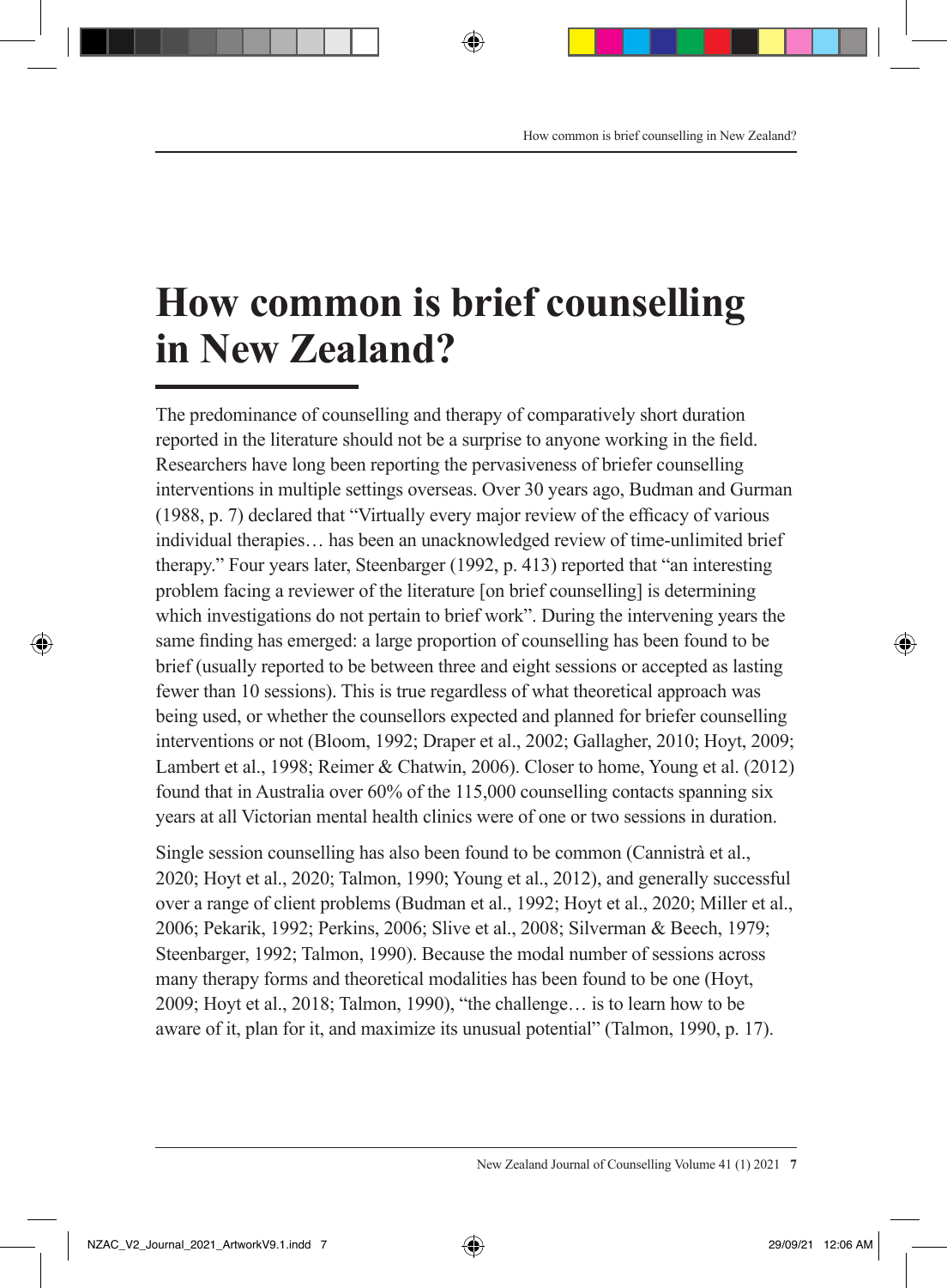# How common is brief counselling in New Zealand?

The predominance of counselling and therapy of comparatively short duration reported in the literature should not be a surprise to anyone working in the field. Researchers have long been reporting the pervasiveness of briefer counselling interventions in multiple settings overseas. Over 30 years ago, Budman and Gurman (1988, p. 7) declared that "Virtually every major review of the efficacy of various individual therapies… has been an unacknowledged review of time-unlimited brief therapy." Four years later, Steenbarger (1992, p. 413) reported that "an interesting problem facing a reviewer of the literature [on brief counselling] is determining which investigations do not pertain to brief work". During the intervening years the same finding has emerged: a large proportion of counselling has been found to be brief (usually reported to be between three and eight sessions or accepted as lasting fewer than 10 sessions). This is true regardless of what theoretical approach was being used, or whether the counsellors expected and planned for briefer counselling interventions or not (Bloom, 1992; Draper et al., 2002; Gallagher, 2010; Hoyt, 2009; Lambert et al., 1998; Reimer & Chatwin, 2006). Closer to home, Young et al. (2012) found that in Australia over 60% of the 115,000 counselling contacts spanning six years at all Victorian mental health clinics were of one or two sessions in duration.

Single session counselling has also been found to be common (Cannistrà et al., 2020; Hoyt et al., 2020; Talmon, 1990; Young et al., 2012), and generally successful over a range of client problems (Budman et al., 1992; Hoyt et al., 2020; Miller et al., 2006; Pekarik, 1992; Perkins, 2006; Slive et al., 2008; Silverman & Beech, 1979; Steenbarger, 1992; Talmon, 1990). Because the modal number of sessions across many therapy forms and theoretical modalities has been found to be one (Hoyt, 2009; Hoyt et al., 2018; Talmon, 1990), "the challenge… is to learn how to be aware of it, plan for it, and maximize its unusual potential" (Talmon, 1990, p. 17).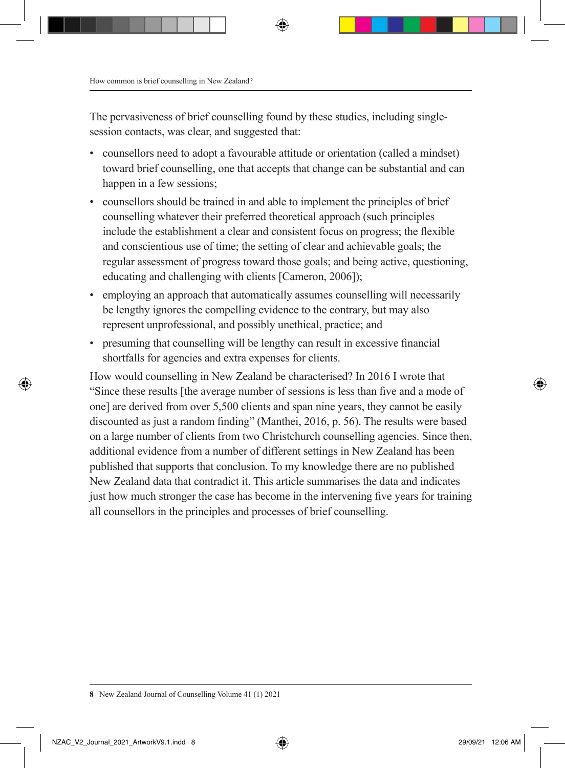The pervasiveness of brief counselling found by these studies, including single-session contacts, was clear, and suggested that:

- counsellors need to adopt a favourable attitude or orientation (called a mindset) toward brief counselling, one that accepts that change can be substantial and can happen in a few sessions;
- counsellors should be trained in and able to implement the principles of brief counselling whatever their preferred theoretical approach (such principles include the establishment a clear and consistent focus on progress; the flexible and conscientious use of time; the setting of clear and achievable goals; the regular assessment of progress toward those goals; and being active, questioning, educating and challenging with clients [Cameron, 2006]);
- employing an approach that automatically assumes counselling will necessarily be lengthy ignores the compelling evidence to the contrary, but may also represent unprofessional, and possibly unethical, practice; and
- presuming that counselling will be lengthy can result in excessive financial shortfalls for agencies and extra expenses for clients.

How would counselling in New Zealand be characterised? In 2016 I wrote that "Since these results [the average number of sessions is less than five and a mode of one] are derived from over 5,500 clients and span nine years, they cannot be easily discounted as just a random finding" (Manthei, 2016, p. 56). The results were based on a large number of clients from two Christchurch counselling agencies. Since then, additional evidence from a number of different settings in New Zealand has been published that supports that conclusion. To my knowledge there are no published New Zealand data that contradict it. This article summarises the data and indicates just how much stronger the case has become in the intervening five years for training all counsellors in the principles and processes of brief counselling.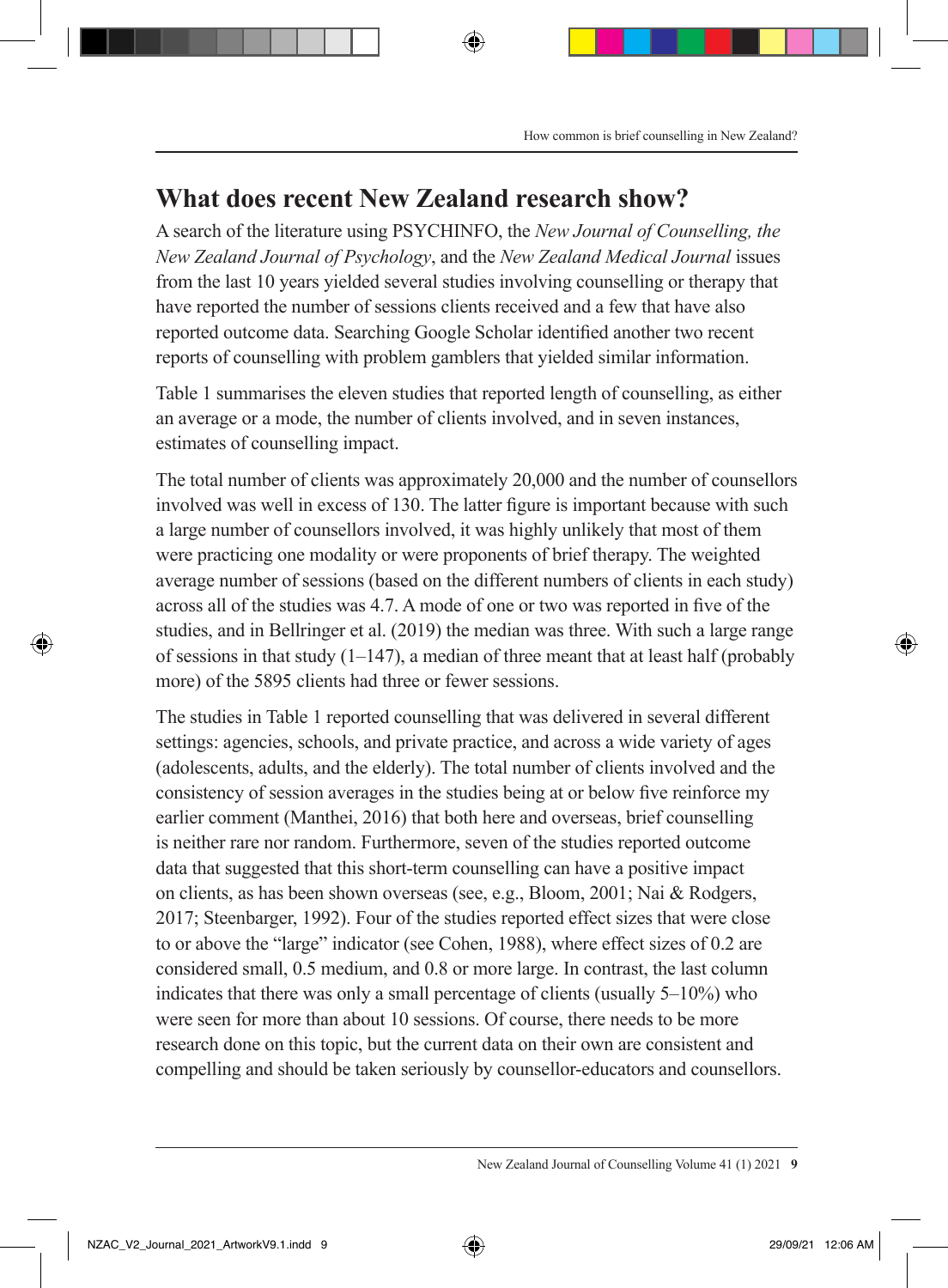## What does recent New Zealand research show?

A search of the literature using PSYCHINFO, the *New Journal of Counselling, the New Zealand Journal of Psychology*, and the *New Zealand Medical Journal* issues from the last 10 years yielded several studies involving counselling or therapy that have reported the number of sessions clients received and a few that have also reported outcome data. Searching Google Scholar identified another two recent reports of counselling with problem gamblers that yielded similar information.

Table 1 summarises the eleven studies that reported length of counselling, as either an average or a mode, the number of clients involved, and in seven instances, estimates of counselling impact.

The total number of clients was approximately 20,000 and the number of counsellors involved was well in excess of 130. The latter figure is important because with such a large number of counsellors involved, it was highly unlikely that most of them were practicing one modality or were proponents of brief therapy. The weighted average number of sessions (based on the different numbers of clients in each study) across all of the studies was 4.7. A mode of one or two was reported in five of the studies, and in Bellringer et al. (2019) the median was three. With such a large range of sessions in that study (1–147), a median of three meant that at least half (probably more) of the 5895 clients had three or fewer sessions.

The studies in Table 1 reported counselling that was delivered in several different settings: agencies, schools, and private practice, and across a wide variety of ages (adolescents, adults, and the elderly). The total number of clients involved and the consistency of session averages in the studies being at or below five reinforce my earlier comment (Manthei, 2016) that both here and overseas, brief counselling is neither rare nor random. Furthermore, seven of the studies reported outcome data that suggested that this short-term counselling can have a positive impact on clients, as has been shown overseas (see, e.g., Bloom, 2001; Nai & Rodgers, 2017; Steenbarger, 1992). Four of the studies reported effect sizes that were close to or above the "large" indicator (see Cohen, 1988), where effect sizes of 0.2 are considered small, 0.5 medium, and 0.8 or more large. In contrast, the last column indicates that there was only a small percentage of clients (usually 5–10%) who were seen for more than about 10 sessions. Of course, there needs to be more research done on this topic, but the current data on their own are consistent and compelling and should be taken seriously by counsellor-educators and counsellors.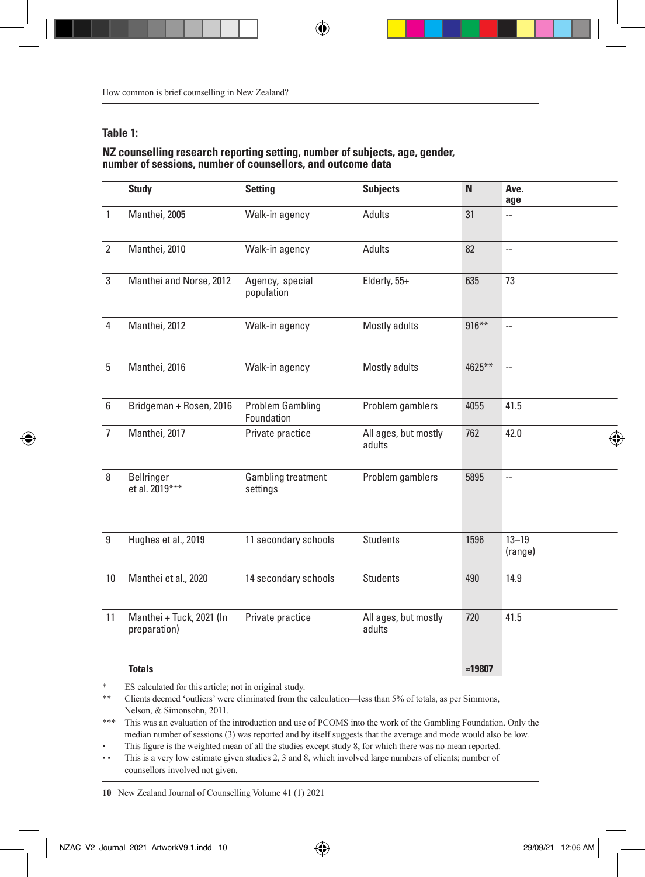## Table 1:

**NZ counselling research reporting setting, number of subjects, age, gender, number of sessions, number of counsellors, and outcome data**

| | Study | Setting | Subjects | N | Ave. age |
|---|---|---|---|---|---|
| 1 | Manthei, 2005 | Walk-in agency | Adults | 31 | -- |
| 2 | Manthei, 2010 | Walk-in agency | Adults | 82 | -- |
| 3 | Manthei and Norse, 2012 | Agency, special population | Elderly, 55+ | 635 | 73 |
| 4 | Manthei, 2012 | Walk-in agency | Mostly adults | 916** | -- |
| 5 | Manthei, 2016 | Walk-in agency | Mostly adults | 4625** | -- |
| 6 | Bridgeman + Rosen, 2016 | Problem Gambling Foundation | Problem gamblers | 4055 | 41.5 |
| 7 | Manthei, 2017 | Private practice | All ages, but mostly adults | 762 | 42.0 |
| 8 | Bellringer et al. 2019*** | Gambling treatment settings | Problem gamblers | 5895 | -- |
| 9 | Hughes et al., 2019 | 11 secondary schools | Students | 1596 | 13–19 (range) |
| 10 | Manthei et al., 2020 | 14 secondary schools | Students | 490 | 14.9 |
| 11 | Manthei + Tuck, 2021 (In preparation) | Private practice | All ages, but mostly adults | 720 | 41.5 |
| | **Totals** | | | **≈19807** | |

\* ES calculated for this article; not in original study.

\*\* Clients deemed 'outliers' were eliminated from the calculation—less than 5% of totals, as per Simmons, Nelson, & Simonsohn, 2011.

\*\*\* This was an evaluation of the introduction and use of PCOMS into the work of the Gambling Foundation. Only the median number of sessions (3) was reported and by itself suggests that the average and mode would also be low.

▪ This figure is the weighted mean of all the studies except study 8, for which there was no mean reported.

▪▪ This is a very low estimate given studies 2, 3 and 8, which involved large numbers of clients; number of counsellors involved not given.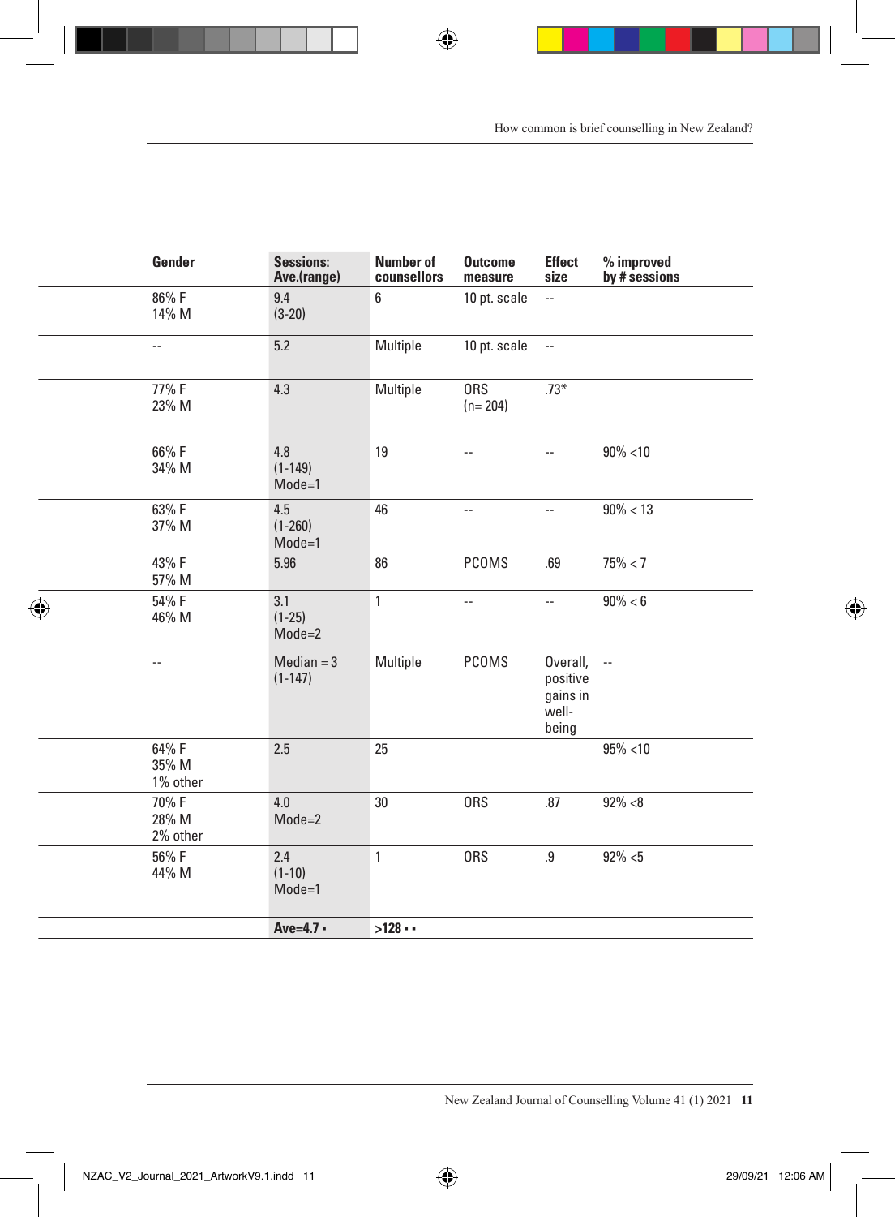| Gender | Sessions: Ave.(range) | Number of counsellors | Outcome measure | Effect size | % improved by # sessions |
|---|---|---|---|---|---|
| 86% F<br>14% M | 9.4<br>(3-20) | 6 | 10 pt. scale | -- | |
| -- | 5.2 | Multiple | 10 pt. scale | -- | |
| 77% F<br>23% M | 4.3 | Multiple | ORS<br>(n= 204) | .73* | |
| 66% F<br>34% M | 4.8<br>(1-149)<br>Mode=1 | 19 | -- | -- | 90% <10 |
| 63% F<br>37% M | 4.5<br>(1-260)<br>Mode=1 | 46 | -- | -- | 90% < 13 |
| 43% F<br>57% M | 5.96 | 86 | PCOMS | .69 | 75% < 7 |
| 54% F<br>46% M | 3.1<br>(1-25)<br>Mode=2 | 1 | -- | -- | 90% < 6 |
| -- | Median = 3<br>(1-147) | Multiple | PCOMS | Overall, positive gains in well-being | -- |
| 64% F<br>35% M<br>1% other | 2.5 | 25 | | | 95% <10 |
| 70% F<br>28% M<br>2% other | 4.0<br>Mode=2 | 30 | ORS | .87 | 92% <8 |
| 56% F<br>44% M | 2.4<br>(1-10)<br>Mode=1 | 1 | ORS | .9 | 92% <5 |
| | **Ave=4.7 ▪** | **>128 ▪ ▪** | | | |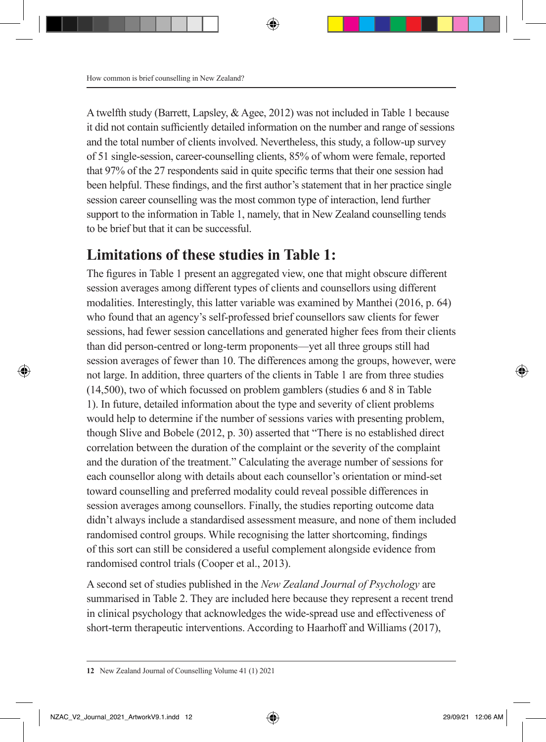A twelfth study (Barrett, Lapsley, & Agee, 2012) was not included in Table 1 because it did not contain sufficiently detailed information on the number and range of sessions and the total number of clients involved. Nevertheless, this study, a follow-up survey of 51 single-session, career-counselling clients, 85% of whom were female, reported that 97% of the 27 respondents said in quite specific terms that their one session had been helpful. These findings, and the first author's statement that in her practice single session career counselling was the most common type of interaction, lend further support to the information in Table 1, namely, that in New Zealand counselling tends to be brief but that it can be successful.

## Limitations of these studies in Table 1:

The figures in Table 1 present an aggregated view, one that might obscure different session averages among different types of clients and counsellors using different modalities. Interestingly, this latter variable was examined by Manthei (2016, p. 64) who found that an agency's self-professed brief counsellors saw clients for fewer sessions, had fewer session cancellations and generated higher fees from their clients than did person-centred or long-term proponents—yet all three groups still had session averages of fewer than 10. The differences among the groups, however, were not large. In addition, three quarters of the clients in Table 1 are from three studies (14,500), two of which focussed on problem gamblers (studies 6 and 8 in Table 1). In future, detailed information about the type and severity of client problems would help to determine if the number of sessions varies with presenting problem, though Slive and Bobele (2012, p. 30) asserted that "There is no established direct correlation between the duration of the complaint or the severity of the complaint and the duration of the treatment." Calculating the average number of sessions for each counsellor along with details about each counsellor's orientation or mind-set toward counselling and preferred modality could reveal possible differences in session averages among counsellors. Finally, the studies reporting outcome data didn't always include a standardised assessment measure, and none of them included randomised control groups. While recognising the latter shortcoming, findings of this sort can still be considered a useful complement alongside evidence from randomised control trials (Cooper et al., 2013).

A second set of studies published in the *New Zealand Journal of Psychology* are summarised in Table 2. They are included here because they represent a recent trend in clinical psychology that acknowledges the wide-spread use and effectiveness of short-term therapeutic interventions. According to Haarhoff and Williams (2017),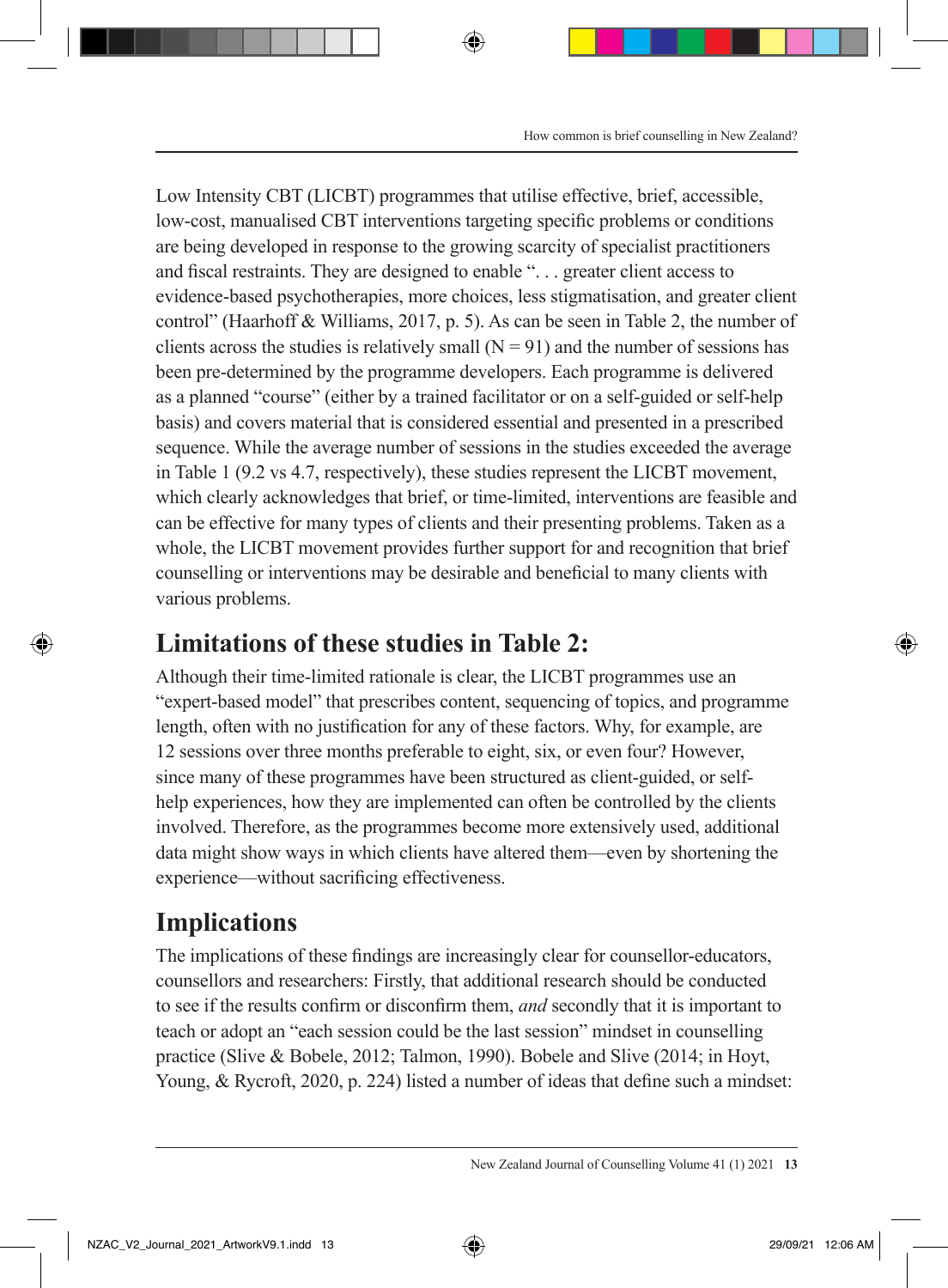Low Intensity CBT (LICBT) programmes that utilise effective, brief, accessible, low-cost, manualised CBT interventions targeting specific problems or conditions are being developed in response to the growing scarcity of specialist practitioners and fiscal restraints. They are designed to enable ". . . greater client access to evidence-based psychotherapies, more choices, less stigmatisation, and greater client control" (Haarhoff & Williams, 2017, p. 5). As can be seen in Table 2, the number of clients across the studies is relatively small (N = 91) and the number of sessions has been pre-determined by the programme developers. Each programme is delivered as a planned "course" (either by a trained facilitator or on a self-guided or self-help basis) and covers material that is considered essential and presented in a prescribed sequence. While the average number of sessions in the studies exceeded the average in Table 1 (9.2 vs 4.7, respectively), these studies represent the LICBT movement, which clearly acknowledges that brief, or time-limited, interventions are feasible and can be effective for many types of clients and their presenting problems. Taken as a whole, the LICBT movement provides further support for and recognition that brief counselling or interventions may be desirable and beneficial to many clients with various problems.

## Limitations of these studies in Table 2:

Although their time-limited rationale is clear, the LICBT programmes use an "expert-based model" that prescribes content, sequencing of topics, and programme length, often with no justification for any of these factors. Why, for example, are 12 sessions over three months preferable to eight, six, or even four? However, since many of these programmes have been structured as client-guided, or self-help experiences, how they are implemented can often be controlled by the clients involved. Therefore, as the programmes become more extensively used, additional data might show ways in which clients have altered them—even by shortening the experience—without sacrificing effectiveness.

## Implications

The implications of these findings are increasingly clear for counsellor-educators, counsellors and researchers: Firstly, that additional research should be conducted to see if the results confirm or disconfirm them, *and* secondly that it is important to teach or adopt an "each session could be the last session" mindset in counselling practice (Slive & Bobele, 2012; Talmon, 1990). Bobele and Slive (2014; in Hoyt, Young, & Rycroft, 2020, p. 224) listed a number of ideas that define such a mindset: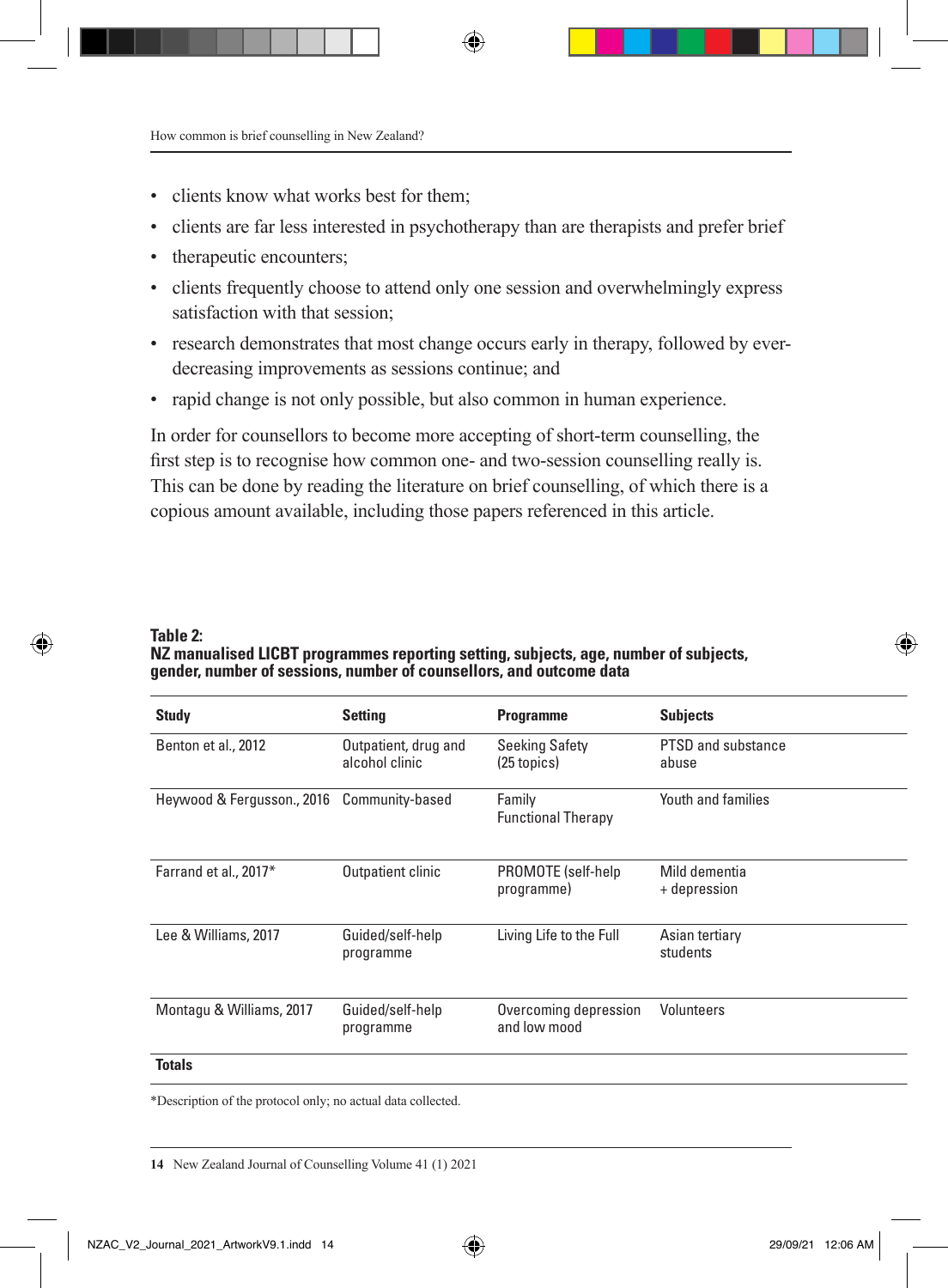- clients know what works best for them;
- clients are far less interested in psychotherapy than are therapists and prefer brief
- therapeutic encounters;
- clients frequently choose to attend only one session and overwhelmingly express satisfaction with that session;
- research demonstrates that most change occurs early in therapy, followed by ever-decreasing improvements as sessions continue; and
- rapid change is not only possible, but also common in human experience.

In order for counsellors to become more accepting of short-term counselling, the first step is to recognise how common one- and two-session counselling really is. This can be done by reading the literature on brief counselling, of which there is a copious amount available, including those papers referenced in this article.

**Table 2:**
**NZ manualised LICBT programmes reporting setting, subjects, age, number of subjects, gender, number of sessions, number of counsellors, and outcome data**

| Study | Setting | Programme | Subjects |
|---|---|---|---|
| Benton et al., 2012 | Outpatient, drug and alcohol clinic | Seeking Safety (25 topics) | PTSD and substance abuse |
| Heywood & Fergusson., 2016 | Community-based | Family Functional Therapy | Youth and families |
| Farrand et al., 2017* | Outpatient clinic | PROMOTE (self-help programme) | Mild dementia + depression |
| Lee & Williams, 2017 | Guided/self-help programme | Living Life to the Full | Asian tertiary students |
| Montagu & Williams, 2017 | Guided/self-help programme | Overcoming depression and low mood | Volunteers |
| **Totals** | | | |

*Description of the protocol only; no actual data collected.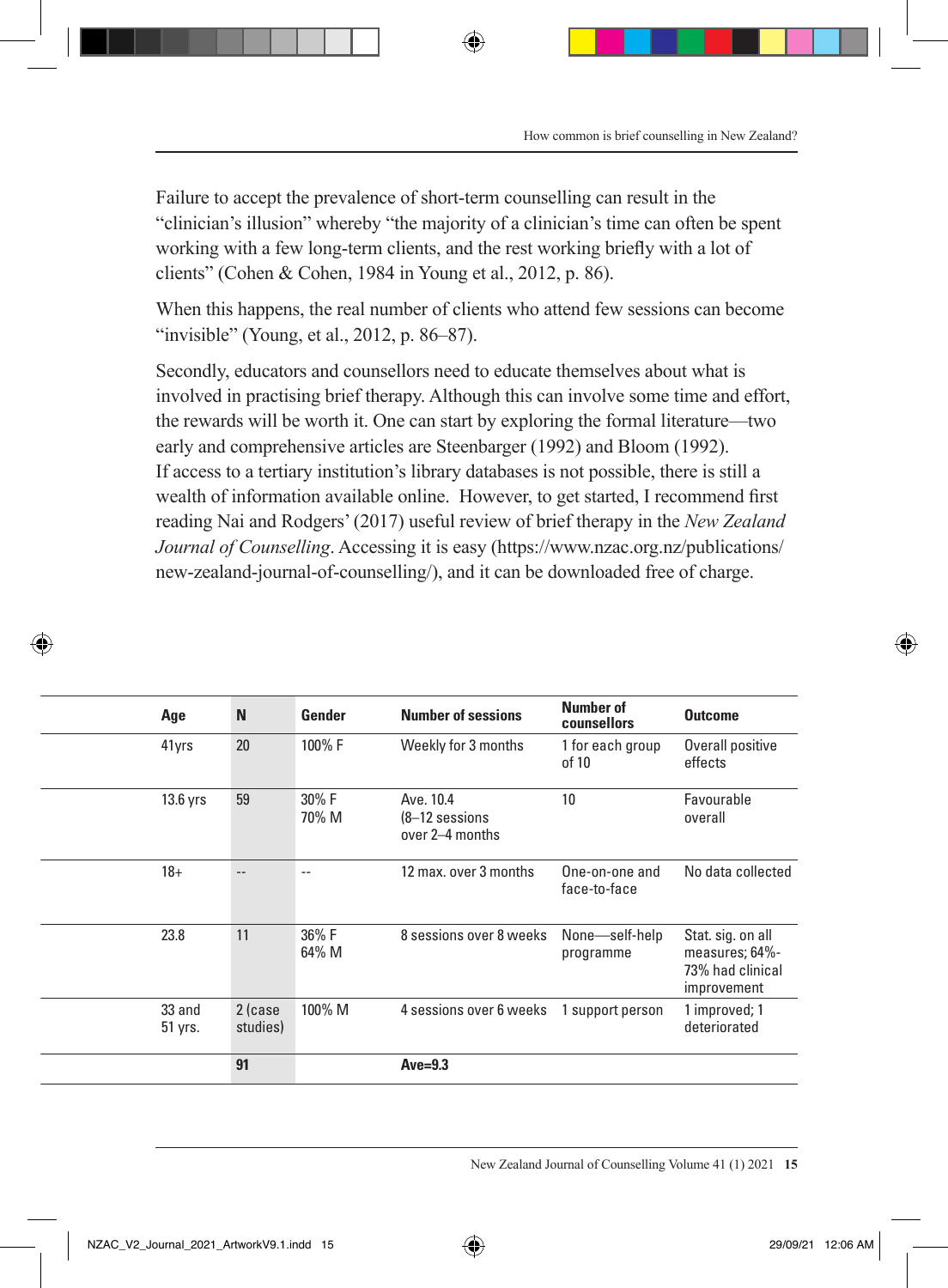Failure to accept the prevalence of short-term counselling can result in the "clinician's illusion" whereby "the majority of a clinician's time can often be spent working with a few long-term clients, and the rest working briefly with a lot of clients" (Cohen & Cohen, 1984 in Young et al., 2012, p. 86).

When this happens, the real number of clients who attend few sessions can become "invisible" (Young, et al., 2012, p. 86–87).

Secondly, educators and counsellors need to educate themselves about what is involved in practising brief therapy. Although this can involve some time and effort, the rewards will be worth it. One can start by exploring the formal literature—two early and comprehensive articles are Steenbarger (1992) and Bloom (1992). If access to a tertiary institution's library databases is not possible, there is still a wealth of information available online. However, to get started, I recommend first reading Nai and Rodgers' (2017) useful review of brief therapy in the *New Zealand Journal of Counselling*. Accessing it is easy (https://www.nzac.org.nz/publications/new-zealand-journal-of-counselling/), and it can be downloaded free of charge.

| Age | N | Gender | Number of sessions | Number of counsellors | Outcome |
|---|---|---|---|---|---|
| 41yrs | 20 | 100% F | Weekly for 3 months | 1 for each group of 10 | Overall positive effects |
| 13.6 yrs | 59 | 30% F<br>70% M | Ave. 10.4<br>(8–12 sessions<br>over 2–4 months | 10 | Favourable overall |
| 18+ | -- | -- | 12 max. over 3 months | One-on-one and face-to-face | No data collected |
| 23.8 | 11 | 36% F<br>64% M | 8 sessions over 8 weeks | None—self-help programme | Stat. sig. on all measures; 64%-73% had clinical improvement |
| 33 and 51 yrs. | 2 (case studies) | 100% M | 4 sessions over 6 weeks | 1 support person | 1 improved; 1 deteriorated |
| | **91** | | **Ave=9.3** | | |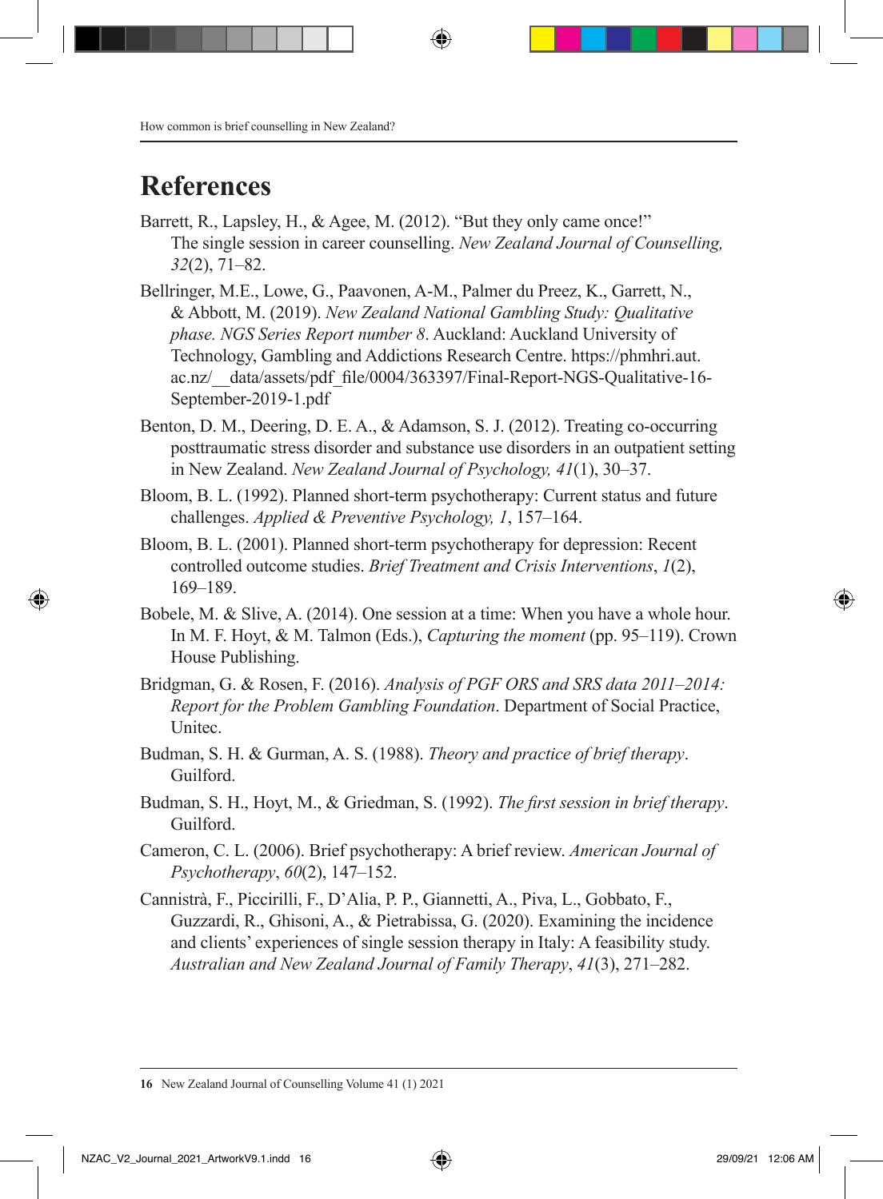# References

Barrett, R., Lapsley, H., & Agee, M. (2012). "But they only came once!" The single session in career counselling. *New Zealand Journal of Counselling, 32*(2), 71–82.

Bellringer, M.E., Lowe, G., Paavonen, A-M., Palmer du Preez, K., Garrett, N., & Abbott, M. (2019). *New Zealand National Gambling Study: Qualitative phase. NGS Series Report number 8*. Auckland: Auckland University of Technology, Gambling and Addictions Research Centre. https://phmhri.aut.ac.nz/__data/assets/pdf_file/0004/363397/Final-Report-NGS-Qualitative-16-September-2019-1.pdf

Benton, D. M., Deering, D. E. A., & Adamson, S. J. (2012). Treating co-occurring posttraumatic stress disorder and substance use disorders in an outpatient setting in New Zealand. *New Zealand Journal of Psychology, 41*(1), 30–37.

Bloom, B. L. (1992). Planned short-term psychotherapy: Current status and future challenges. *Applied & Preventive Psychology, 1*, 157–164.

Bloom, B. L. (2001). Planned short-term psychotherapy for depression: Recent controlled outcome studies. *Brief Treatment and Crisis Interventions*, *1*(2), 169–189.

Bobele, M. & Slive, A. (2014). One session at a time: When you have a whole hour. In M. F. Hoyt, & M. Talmon (Eds.), *Capturing the moment* (pp. 95–119). Crown House Publishing.

Bridgman, G. & Rosen, F. (2016). *Analysis of PGF ORS and SRS data 2011–2014: Report for the Problem Gambling Foundation*. Department of Social Practice, Unitec.

Budman, S. H. & Gurman, A. S. (1988). *Theory and practice of brief therapy*. Guilford.

Budman, S. H., Hoyt, M., & Griedman, S. (1992). *The first session in brief therapy*. Guilford.

Cameron, C. L. (2006). Brief psychotherapy: A brief review. *American Journal of Psychotherapy*, *60*(2), 147–152.

Cannistrà, F., Piccirilli, F., D'Alia, P. P., Giannetti, A., Piva, L., Gobbato, F., Guzzardi, R., Ghisoni, A., & Pietrabissa, G. (2020). Examining the incidence and clients' experiences of single session therapy in Italy: A feasibility study. *Australian and New Zealand Journal of Family Therapy*, *41*(3), 271–282.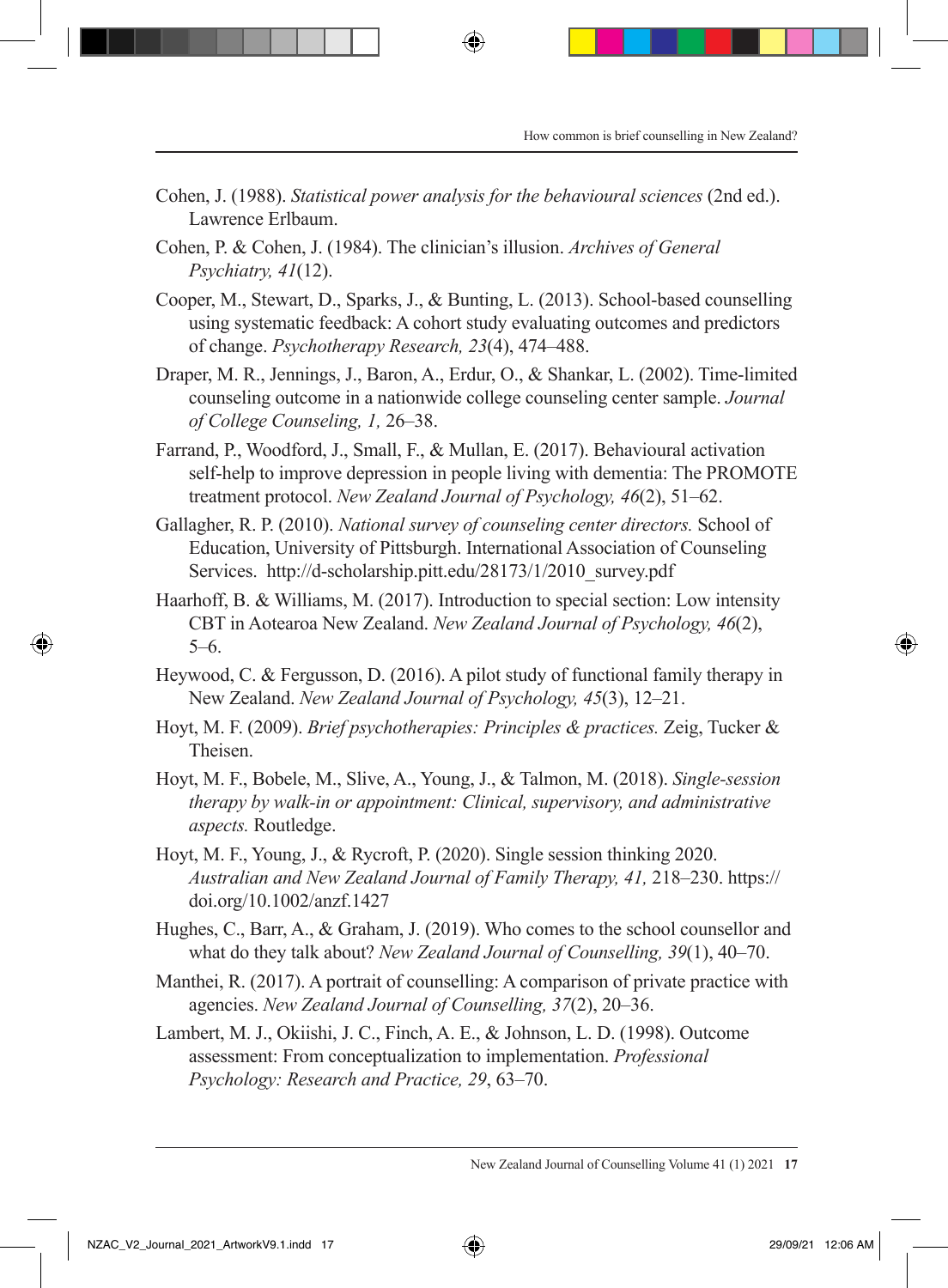Cohen, J. (1988). *Statistical power analysis for the behavioural sciences* (2nd ed.). Lawrence Erlbaum.

Cohen, P. & Cohen, J. (1984). The clinician's illusion. *Archives of General Psychiatry, 41*(12).

Cooper, M., Stewart, D., Sparks, J., & Bunting, L. (2013). School-based counselling using systematic feedback: A cohort study evaluating outcomes and predictors of change. *Psychotherapy Research, 23*(4), 474–488.

Draper, M. R., Jennings, J., Baron, A., Erdur, O., & Shankar, L. (2002). Time-limited counseling outcome in a nationwide college counseling center sample. *Journal of College Counseling, 1,* 26–38.

Farrand, P., Woodford, J., Small, F., & Mullan, E. (2017). Behavioural activation self-help to improve depression in people living with dementia: The PROMOTE treatment protocol. *New Zealand Journal of Psychology, 46*(2), 51–62.

Gallagher, R. P. (2010). *National survey of counseling center directors.* School of Education, University of Pittsburgh. International Association of Counseling Services. http://d-scholarship.pitt.edu/28173/1/2010_survey.pdf

Haarhoff, B. & Williams, M. (2017). Introduction to special section: Low intensity CBT in Aotearoa New Zealand. *New Zealand Journal of Psychology, 46*(2), 5–6.

Heywood, C. & Fergusson, D. (2016). A pilot study of functional family therapy in New Zealand. *New Zealand Journal of Psychology, 45*(3), 12–21.

Hoyt, M. F. (2009). *Brief psychotherapies: Principles & practices.* Zeig, Tucker & Theisen.

Hoyt, M. F., Bobele, M., Slive, A., Young, J., & Talmon, M. (2018). *Single-session therapy by walk-in or appointment: Clinical, supervisory, and administrative aspects.* Routledge.

Hoyt, M. F., Young, J., & Rycroft, P. (2020). Single session thinking 2020. *Australian and New Zealand Journal of Family Therapy, 41,* 218–230. https://doi.org/10.1002/anzf.1427

Hughes, C., Barr, A., & Graham, J. (2019). Who comes to the school counsellor and what do they talk about? *New Zealand Journal of Counselling, 39*(1), 40–70.

Manthei, R. (2017). A portrait of counselling: A comparison of private practice with agencies. *New Zealand Journal of Counselling, 37*(2), 20–36.

Lambert, M. J., Okiishi, J. C., Finch, A. E., & Johnson, L. D. (1998). Outcome assessment: From conceptualization to implementation. *Professional Psychology: Research and Practice, 29*, 63–70.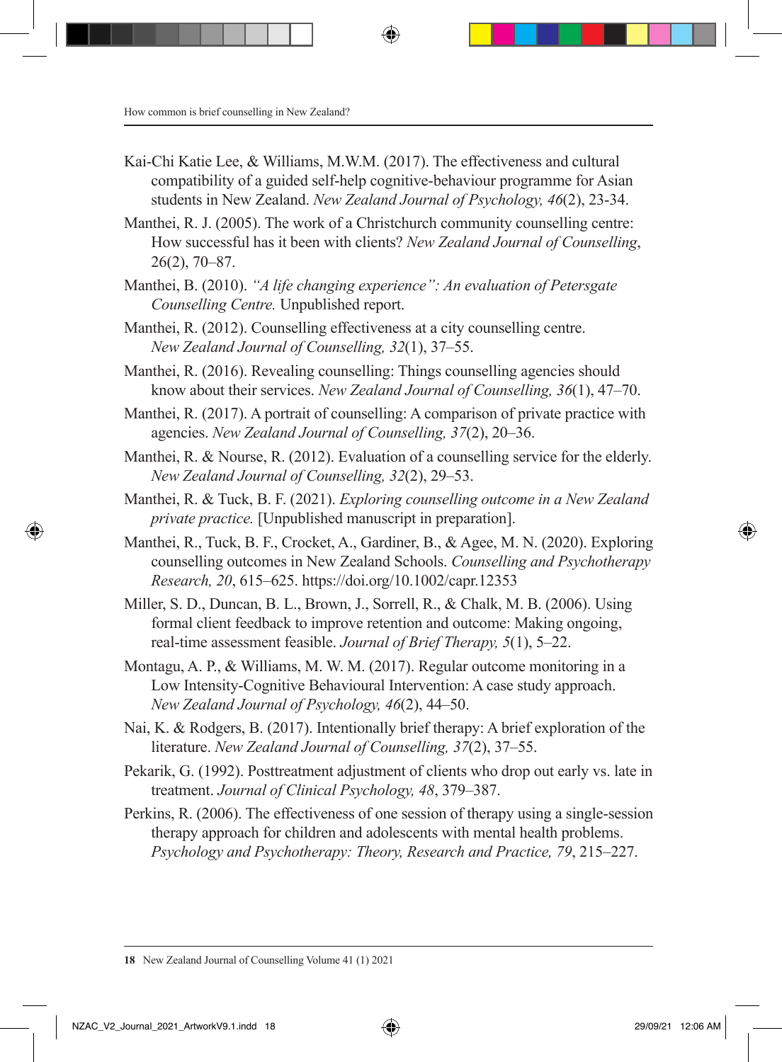Kai-Chi Katie Lee, & Williams, M.W.M. (2017). The effectiveness and cultural compatibility of a guided self-help cognitive-behaviour programme for Asian students in New Zealand. *New Zealand Journal of Psychology, 46*(2), 23-34.

Manthei, R. J. (2005). The work of a Christchurch community counselling centre: How successful has it been with clients? *New Zealand Journal of Counselling*, 26(2), 70–87.

Manthei, B. (2010). *"A life changing experience": An evaluation of Petersgate Counselling Centre.* Unpublished report.

Manthei, R. (2012). Counselling effectiveness at a city counselling centre. *New Zealand Journal of Counselling, 32*(1), 37–55.

Manthei, R. (2016). Revealing counselling: Things counselling agencies should know about their services. *New Zealand Journal of Counselling, 36*(1), 47–70.

Manthei, R. (2017). A portrait of counselling: A comparison of private practice with agencies. *New Zealand Journal of Counselling, 37*(2), 20–36.

Manthei, R. & Nourse, R. (2012). Evaluation of a counselling service for the elderly. *New Zealand Journal of Counselling, 32*(2), 29–53.

Manthei, R. & Tuck, B. F. (2021). *Exploring counselling outcome in a New Zealand private practice.* [Unpublished manuscript in preparation].

Manthei, R., Tuck, B. F., Crocket, A., Gardiner, B., & Agee, M. N. (2020). Exploring counselling outcomes in New Zealand Schools. *Counselling and Psychotherapy Research, 20*, 615–625. https://doi.org/10.1002/capr.12353

Miller, S. D., Duncan, B. L., Brown, J., Sorrell, R., & Chalk, M. B. (2006). Using formal client feedback to improve retention and outcome: Making ongoing, real-time assessment feasible. *Journal of Brief Therapy, 5*(1), 5–22.

Montagu, A. P., & Williams, M. W. M. (2017). Regular outcome monitoring in a Low Intensity-Cognitive Behavioural Intervention: A case study approach. *New Zealand Journal of Psychology, 46*(2), 44–50.

Nai, K. & Rodgers, B. (2017). Intentionally brief therapy: A brief exploration of the literature. *New Zealand Journal of Counselling, 37*(2), 37–55.

Pekarik, G. (1992). Posttreatment adjustment of clients who drop out early vs. late in treatment. *Journal of Clinical Psychology, 48*, 379–387.

Perkins, R. (2006). The effectiveness of one session of therapy using a single-session therapy approach for children and adolescents with mental health problems. *Psychology and Psychotherapy: Theory, Research and Practice, 79*, 215–227.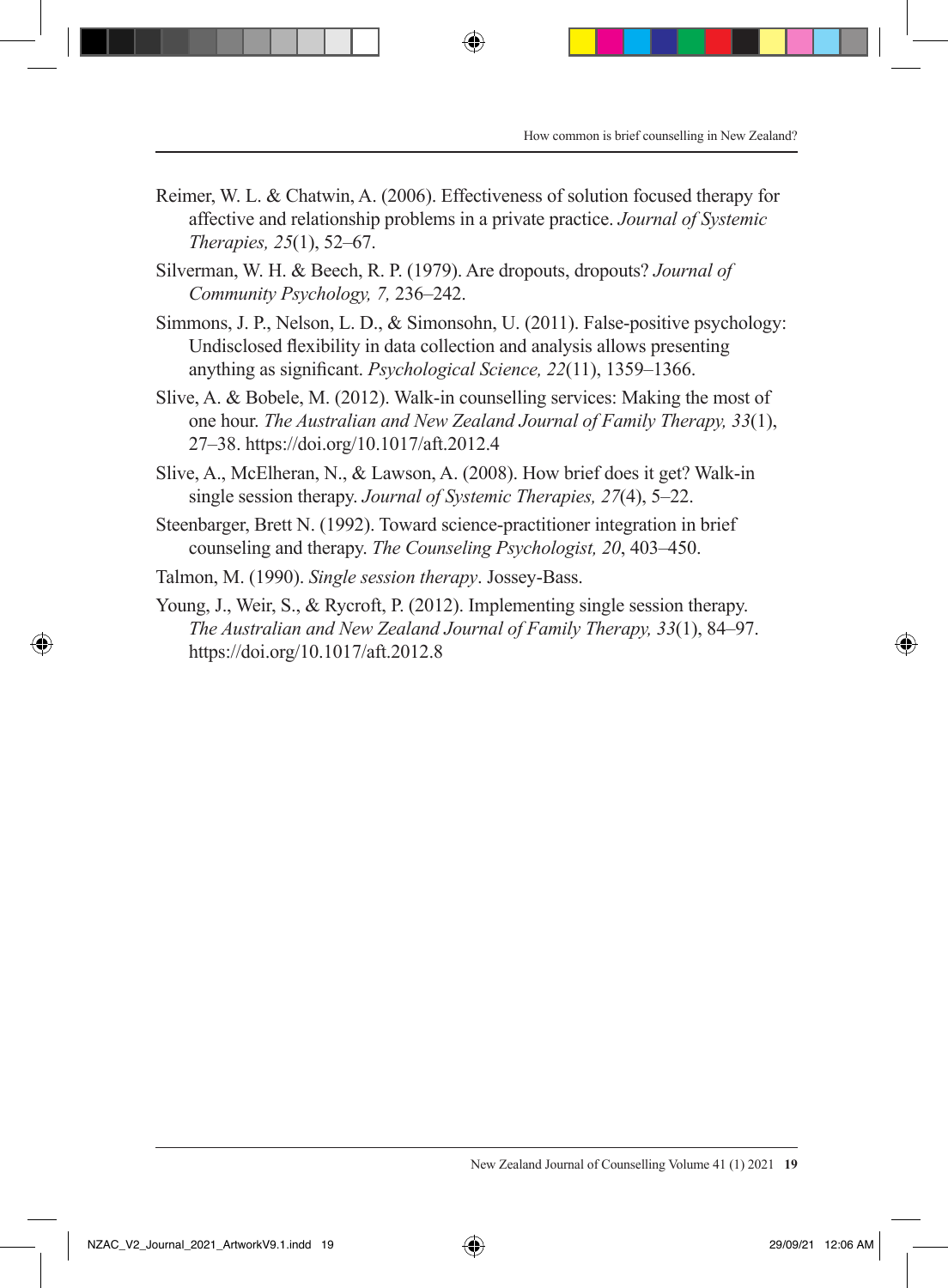Reimer, W. L. & Chatwin, A. (2006). Effectiveness of solution focused therapy for affective and relationship problems in a private practice. *Journal of Systemic Therapies, 25*(1), 52–67.

Silverman, W. H. & Beech, R. P. (1979). Are dropouts, dropouts? *Journal of Community Psychology, 7,* 236–242.

Simmons, J. P., Nelson, L. D., & Simonsohn, U. (2011). False-positive psychology: Undisclosed flexibility in data collection and analysis allows presenting anything as significant. *Psychological Science, 22*(11), 1359–1366.

Slive, A. & Bobele, M. (2012). Walk-in counselling services: Making the most of one hour. *The Australian and New Zealand Journal of Family Therapy, 33*(1), 27–38. https://doi.org/10.1017/aft.2012.4

Slive, A., McElheran, N., & Lawson, A. (2008). How brief does it get? Walk-in single session therapy. *Journal of Systemic Therapies, 27*(4), 5–22.

Steenbarger, Brett N. (1992). Toward science-practitioner integration in brief counseling and therapy. *The Counseling Psychologist, 20*, 403–450.

Talmon, M. (1990). *Single session therapy*. Jossey-Bass.

Young, J., Weir, S., & Rycroft, P. (2012). Implementing single session therapy. *The Australian and New Zealand Journal of Family Therapy, 33*(1), 84–97. https://doi.org/10.1017/aft.2012.8